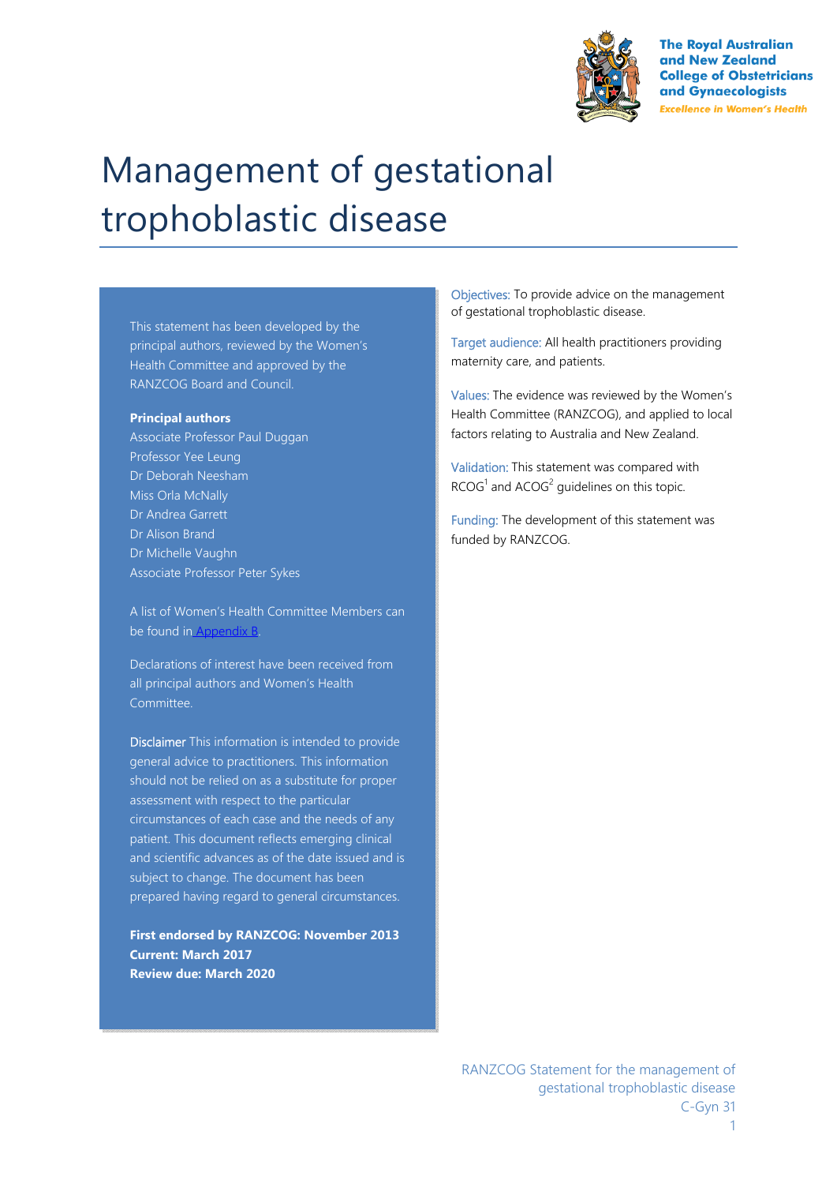The Royal Australian and New Zealand College of Obstetricians and Gynaecologists

*Excellence in Women's Health*

# Management of gestational trophoblastic disease

This statement has been developed by the principal authors, reviewed by the Women's Health Committee and approved by the RANZCOG Board and Council.

**Principal authors**

Associate Professor Paul Duggan
Professor Yee Leung
Dr Deborah Neesham
Miss Orla McNally
Dr Andrea Garrett
Dr Alison Brand
Dr Michelle Vaughn
Associate Professor Peter Sykes

A list of Women's Health Committee Members can be found in Appendix B.

Declarations of interest have been received from all principal authors and Women's Health Committee.

Disclaimer This information is intended to provide general advice to practitioners. This information should not be relied on as a substitute for proper assessment with respect to the particular circumstances of each case and the needs of any patient. This document reflects emerging clinical and scientific advances as of the date issued and is subject to change. The document has been prepared having regard to general circumstances.

**First endorsed by RANZCOG: November 2013**
**Current: March 2017**
**Review due: March 2020**

Objectives: To provide advice on the management of gestational trophoblastic disease.

Target audience: All health practitioners providing maternity care, and patients.

Values: The evidence was reviewed by the Women's Health Committee (RANZCOG), and applied to local factors relating to Australia and New Zealand.

Validation: This statement was compared with RCOG[1] and ACOG[2] guidelines on this topic.

Funding: The development of this statement was funded by RANZCOG.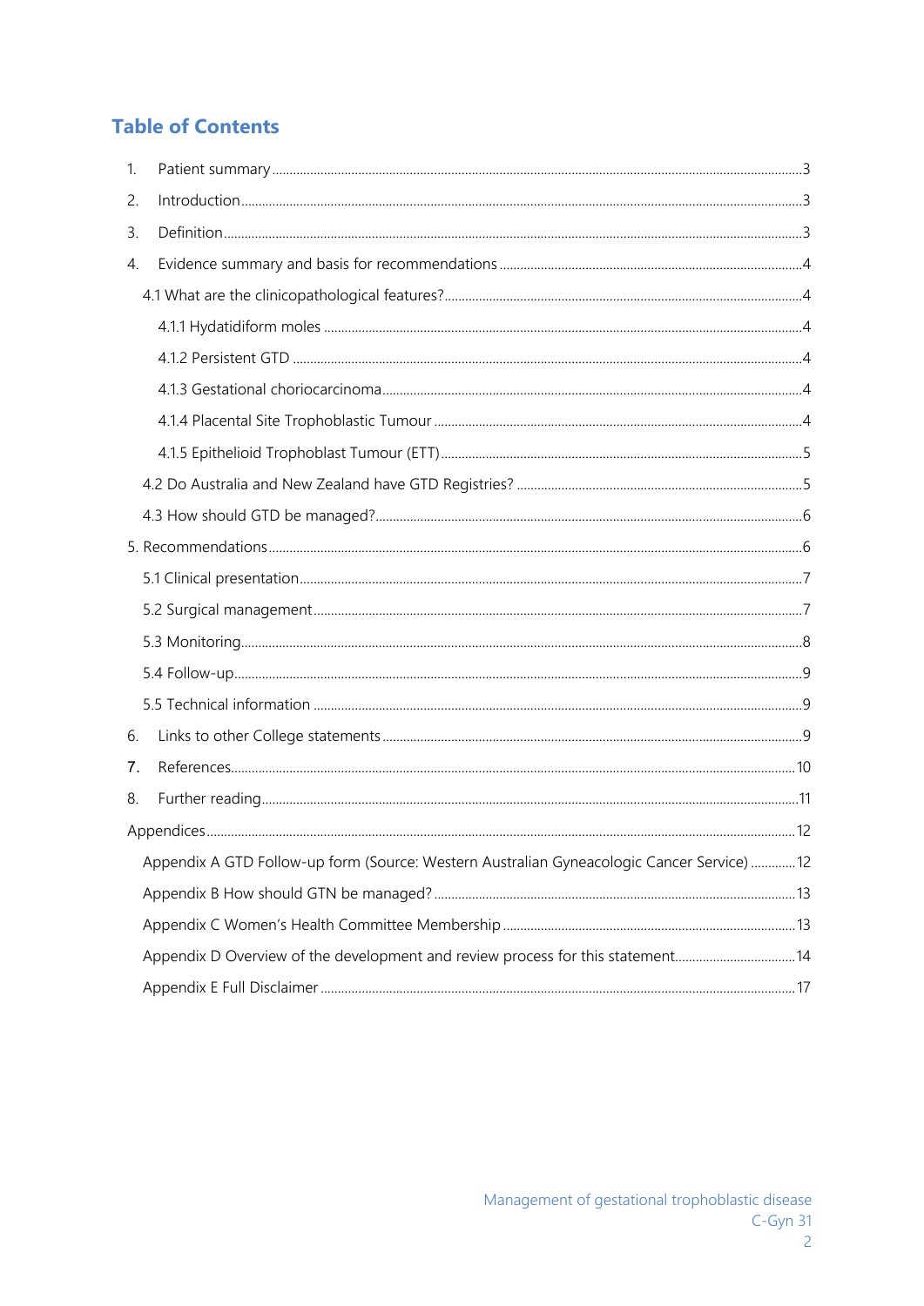## Table of Contents

1. Patient summary ......................................................................................3
2. Introduction ..............................................................................................3
3. Definition ..................................................................................................3
4. Evidence summary and basis for recommendations ................................4
    - 4.1 What are the clinicopathological features? .......................................4
        - 4.1.1 Hydatidiform moles .....................................................................4
        - 4.1.2 Persistent GTD ............................................................................4
        - 4.1.3 Gestational choriocarcinoma .......................................................4
        - 4.1.4 Placental Site Trophoblastic Tumour ..........................................4
        - 4.1.5 Epithelioid Trophoblast Tumour (ETT) ........................................5
    - 4.2 Do Australia and New Zealand have GTD Registries? .......................5
    - 4.3 How should GTD be managed? ........................................................6
5. Recommendations ....................................................................................6
    - 5.1 Clinical presentation .........................................................................7
    - 5.2 Surgical management .......................................................................7
    - 5.3 Monitoring ........................................................................................8
    - 5.4 Follow-up ..........................................................................................9
    - 5.5 Technical information .......................................................................9
6. Links to other College statements ...........................................................9
7. References ..............................................................................................10
8. Further reading .......................................................................................11

Appendices .................................................................................................12

- Appendix A GTD Follow-up form (Source: Western Australian Gyneacologic Cancer Service) .............12
- Appendix B How should GTN be managed? .............................................13
- Appendix C Women's Health Committee Membership ..............................13
- Appendix D Overview of the development and review process for this statement ..............14
- Appendix E Full Disclaimer .....................................................................17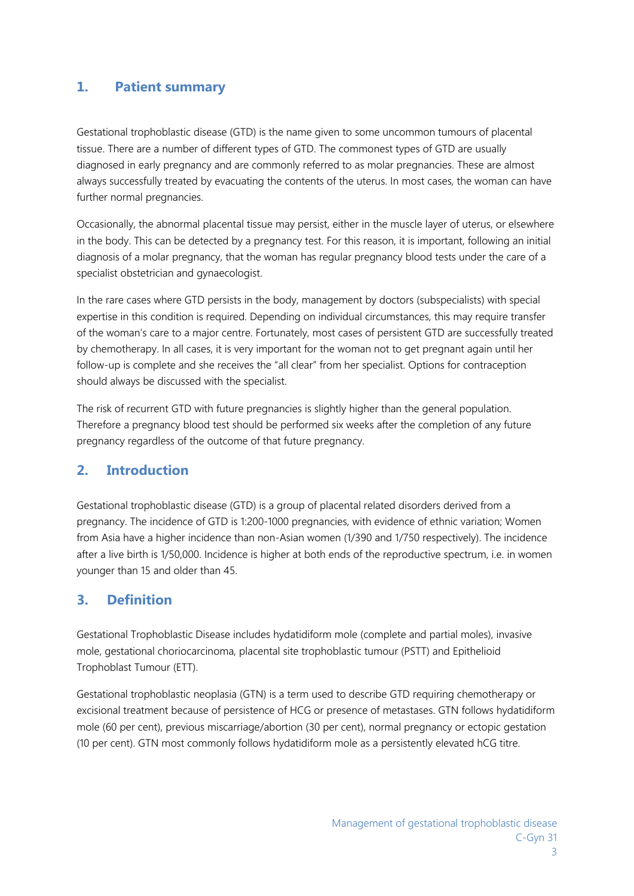## 1. Patient summary

Gestational trophoblastic disease (GTD) is the name given to some uncommon tumours of placental tissue. There are a number of different types of GTD. The commonest types of GTD are usually diagnosed in early pregnancy and are commonly referred to as molar pregnancies. These are almost always successfully treated by evacuating the contents of the uterus. In most cases, the woman can have further normal pregnancies.

Occasionally, the abnormal placental tissue may persist, either in the muscle layer of uterus, or elsewhere in the body. This can be detected by a pregnancy test. For this reason, it is important, following an initial diagnosis of a molar pregnancy, that the woman has regular pregnancy blood tests under the care of a specialist obstetrician and gynaecologist.

In the rare cases where GTD persists in the body, management by doctors (subspecialists) with special expertise in this condition is required. Depending on individual circumstances, this may require transfer of the woman's care to a major centre. Fortunately, most cases of persistent GTD are successfully treated by chemotherapy. In all cases, it is very important for the woman not to get pregnant again until her follow-up is complete and she receives the "all clear" from her specialist. Options for contraception should always be discussed with the specialist.

The risk of recurrent GTD with future pregnancies is slightly higher than the general population. Therefore a pregnancy blood test should be performed six weeks after the completion of any future pregnancy regardless of the outcome of that future pregnancy.

## 2. Introduction

Gestational trophoblastic disease (GTD) is a group of placental related disorders derived from a pregnancy. The incidence of GTD is 1:200-1000 pregnancies, with evidence of ethnic variation; Women from Asia have a higher incidence than non-Asian women (1/390 and 1/750 respectively). The incidence after a live birth is 1/50,000. Incidence is higher at both ends of the reproductive spectrum, i.e. in women younger than 15 and older than 45.

## 3. Definition

Gestational Trophoblastic Disease includes hydatidiform mole (complete and partial moles), invasive mole, gestational choriocarcinoma, placental site trophoblastic tumour (PSTT) and Epithelioid Trophoblast Tumour (ETT).

Gestational trophoblastic neoplasia (GTN) is a term used to describe GTD requiring chemotherapy or excisional treatment because of persistence of HCG or presence of metastases. GTN follows hydatidiform mole (60 per cent), previous miscarriage/abortion (30 per cent), normal pregnancy or ectopic gestation (10 per cent). GTN most commonly follows hydatidiform mole as a persistently elevated hCG titre.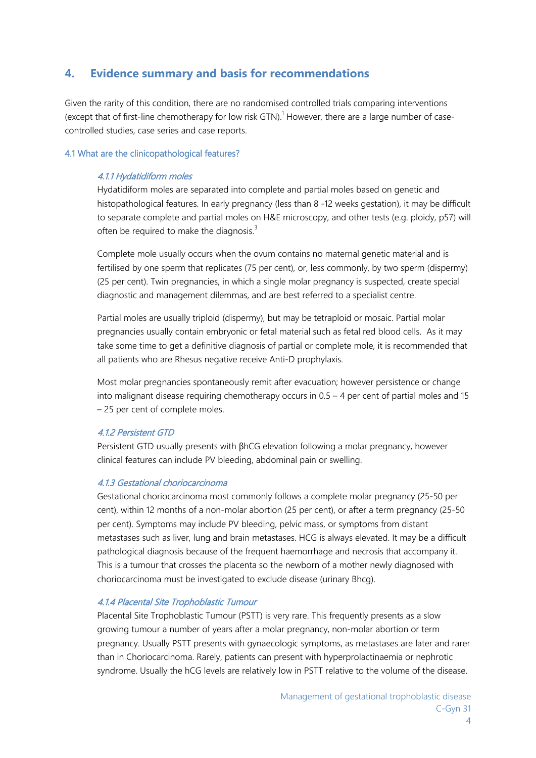## 4. Evidence summary and basis for recommendations

Given the rarity of this condition, there are no randomised controlled trials comparing interventions (except that of first-line chemotherapy for low risk GTN).[1] However, there are a large number of case-controlled studies, case series and case reports.

### 4.1 What are the clinicopathological features?

#### *4.1.1 Hydatidiform moles*

Hydatidiform moles are separated into complete and partial moles based on genetic and histopathological features. In early pregnancy (less than 8 -12 weeks gestation), it may be difficult to separate complete and partial moles on H&E microscopy, and other tests (e.g. ploidy, p57) will often be required to make the diagnosis.[3]

Complete mole usually occurs when the ovum contains no maternal genetic material and is fertilised by one sperm that replicates (75 per cent), or, less commonly, by two sperm (dispermy) (25 per cent). Twin pregnancies, in which a single molar pregnancy is suspected, create special diagnostic and management dilemmas, and are best referred to a specialist centre.

Partial moles are usually triploid (dispermy), but may be tetraploid or mosaic. Partial molar pregnancies usually contain embryonic or fetal material such as fetal red blood cells. As it may take some time to get a definitive diagnosis of partial or complete mole, it is recommended that all patients who are Rhesus negative receive Anti-D prophylaxis.

Most molar pregnancies spontaneously remit after evacuation; however persistence or change into malignant disease requiring chemotherapy occurs in 0.5 – 4 per cent of partial moles and 15 – 25 per cent of complete moles.

#### *4.1.2 Persistent GTD*

Persistent GTD usually presents with βhCG elevation following a molar pregnancy, however clinical features can include PV bleeding, abdominal pain or swelling.

#### *4.1.3 Gestational choriocarcinoma*

Gestational choriocarcinoma most commonly follows a complete molar pregnancy (25-50 per cent), within 12 months of a non-molar abortion (25 per cent), or after a term pregnancy (25-50 per cent). Symptoms may include PV bleeding, pelvic mass, or symptoms from distant metastases such as liver, lung and brain metastases. HCG is always elevated. It may be a difficult pathological diagnosis because of the frequent haemorrhage and necrosis that accompany it. This is a tumour that crosses the placenta so the newborn of a mother newly diagnosed with choriocarcinoma must be investigated to exclude disease (urinary Bhcg).

#### *4.1.4 Placental Site Trophoblastic Tumour*

Placental Site Trophoblastic Tumour (PSTT) is very rare. This frequently presents as a slow growing tumour a number of years after a molar pregnancy, non-molar abortion or term pregnancy. Usually PSTT presents with gynaecologic symptoms, as metastases are later and rarer than in Choriocarcinoma. Rarely, patients can present with hyperprolactinaemia or nephrotic syndrome. Usually the hCG levels are relatively low in PSTT relative to the volume of the disease.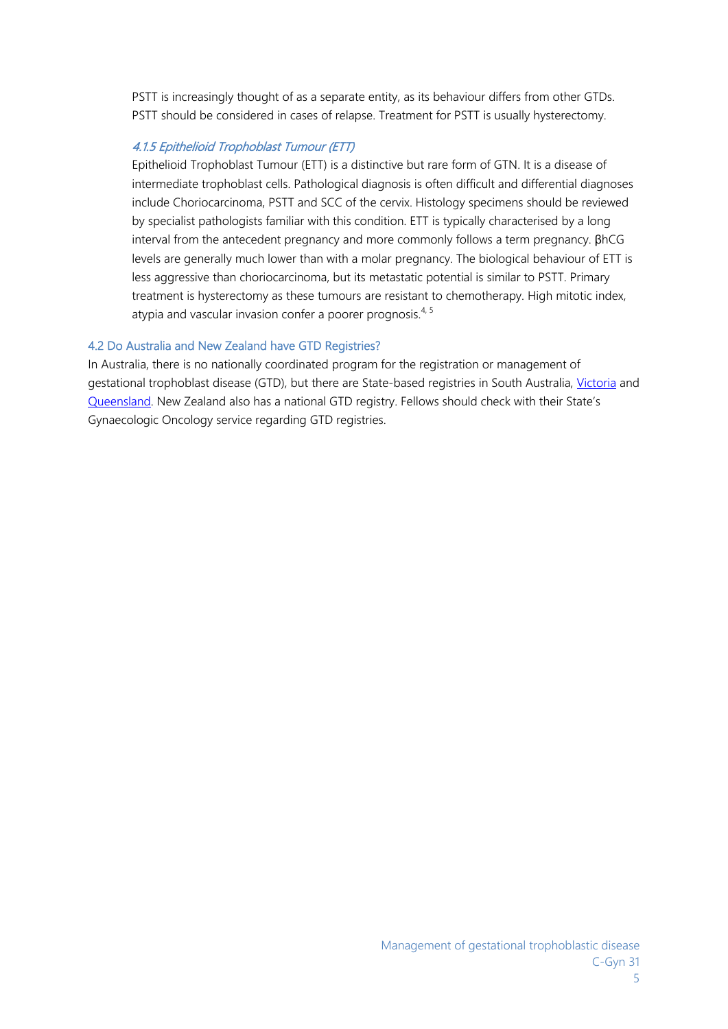PSTT is increasingly thought of as a separate entity, as its behaviour differs from other GTDs. PSTT should be considered in cases of relapse. Treatment for PSTT is usually hysterectomy.

#### *4.1.5 Epithelioid Trophoblast Tumour (ETT)*

Epithelioid Trophoblast Tumour (ETT) is a distinctive but rare form of GTN. It is a disease of intermediate trophoblast cells. Pathological diagnosis is often difficult and differential diagnoses include Choriocarcinoma, PSTT and SCC of the cervix. Histology specimens should be reviewed by specialist pathologists familiar with this condition. ETT is typically characterised by a long interval from the antecedent pregnancy and more commonly follows a term pregnancy. βhCG levels are generally much lower than with a molar pregnancy. The biological behaviour of ETT is less aggressive than choriocarcinoma, but its metastatic potential is similar to PSTT. Primary treatment is hysterectomy as these tumours are resistant to chemotherapy. High mitotic index, atypia and vascular invasion confer a poorer prognosis.[4, 5]

### 4.2 Do Australia and New Zealand have GTD Registries?

In Australia, there is no nationally coordinated program for the registration or management of gestational trophoblast disease (GTD), but there are State-based registries in South Australia, Victoria and Queensland. New Zealand also has a national GTD registry. Fellows should check with their State's Gynaecologic Oncology service regarding GTD registries.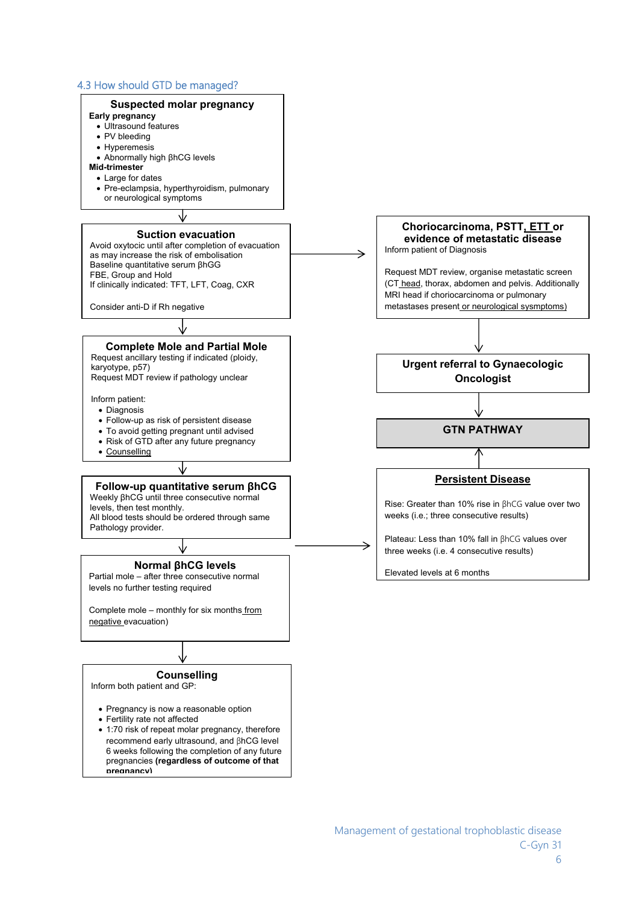## 4.3 How should GTD be managed?

**Suspected molar pregnancy**

**Early pregnancy**

- Ultrasound features
- PV bleeding
- Hyperemesis
- Abnormally high βhCG levels

**Mid-trimester**

- Large for dates
- Pre-eclampsia, hyperthyroidism, pulmonary or neurological symptoms

↓

**Suction evacuation**

Avoid oxytocic until after completion of evacuation as may increase the risk of embolisation
Baseline quantitative serum βhGG
FBE, Group and Hold
If clinically indicated: TFT, LFT, Coag, CXR

Consider anti-D if Rh negative

→ **Choriocarcinoma, PSTT, ETT or evidence of metastatic disease**

Inform patient of Diagnosis

Request MDT review, organise metastatic screen (CT head, thorax, abdomen and pelvis. Additionally MRI head if choriocarcinoma or pulmonary metastases present or neurological sysmptoms)

↓

**Urgent referral to Gynaecologic Oncologist**

↓

**GTN PATHWAY**

↓

**Complete Mole and Partial Mole**

Request ancillary testing if indicated (ploidy, karyotype, p57)
Request MDT review if pathology unclear

Inform patient:

- Diagnosis
- Follow-up as risk of persistent disease
- To avoid getting pregnant until advised
- Risk of GTD after any future pregnancy
- Counselling

↓

**Follow-up quantitative serum βhCG**

Weekly βhCG until three consecutive normal levels, then test monthly.
All blood tests should be ordered through same Pathology provider.

→ **Persistent Disease** → GTN PATHWAY

Rise: Greater than 10% rise in βhCG value over two weeks (i.e.; three consecutive results)

Plateau: Less than 10% fall in βhCG values over three weeks (i.e. 4 consecutive results)

Elevated levels at 6 months

↓

**Normal βhCG levels**

Partial mole – after three consecutive normal levels no further testing required

Complete mole – monthly for six months from negative evacuation)

↓

**Counselling**

Inform both patient and GP:

- Pregnancy is now a reasonable option
- Fertility rate not affected
- 1:70 risk of repeat molar pregnancy, therefore recommend early ultrasound, and βhCG level 6 weeks following the completion of any future pregnancies **(regardless of outcome of that pregnancy)**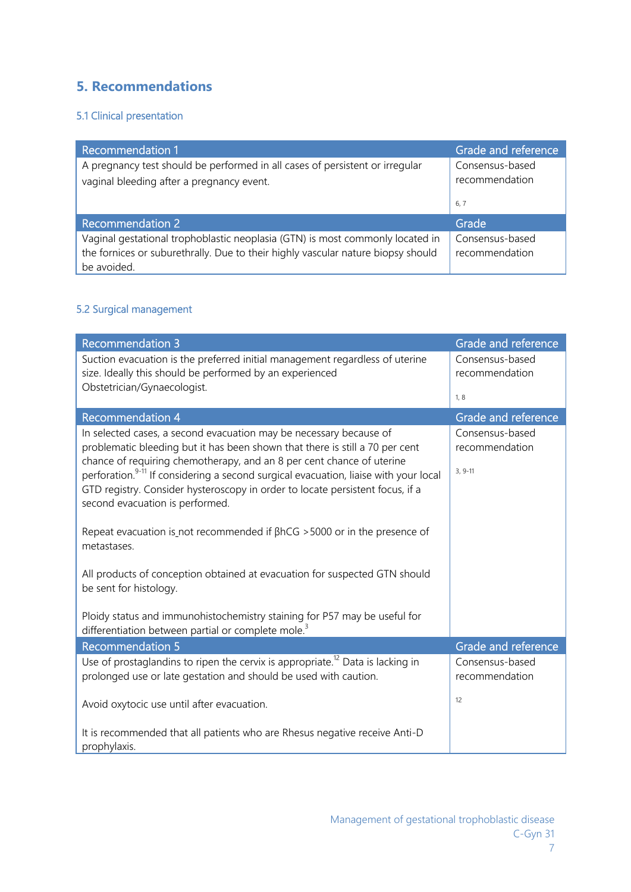## 5. Recommendations

### 5.1 Clinical presentation

| Recommendation 1 | Grade and reference |
|---|---|
| A pregnancy test should be performed in all cases of persistent or irregular vaginal bleeding after a pregnancy event. | Consensus-based recommendation<br><br>6, 7 |
| **Recommendation 2** | **Grade** |
| Vaginal gestational trophoblastic neoplasia (GTN) is most commonly located in the fornices or suburethrally. Due to their highly vascular nature biopsy should be avoided. | Consensus-based recommendation |

### 5.2 Surgical management

| Recommendation 3 | Grade and reference |
|---|---|
| Suction evacuation is the preferred initial management regardless of uterine size. Ideally this should be performed by an experienced Obstetrician/Gynaecologist. | Consensus-based recommendation<br><br>1, 8 |
| **Recommendation 4** | **Grade and reference** |
| In selected cases, a second evacuation may be necessary because of problematic bleeding but it has been shown that there is still a 70 per cent chance of requiring chemotherapy, and an 8 per cent chance of uterine perforation.[9-11] If considering a second surgical evacuation, liaise with your local GTD registry. Consider hysteroscopy in order to locate persistent focus, if a second evacuation is performed.<br><br>Repeat evacuation is not recommended if βhCG >5000 or in the presence of metastases.<br><br>All products of conception obtained at evacuation for suspected GTN should be sent for histology.<br><br>Ploidy status and immunohistochemistry staining for P57 may be useful for differentiation between partial or complete mole.[3] | Consensus-based recommendation<br><br>3, 9-11 |
| **Recommendation 5** | **Grade and reference** |
| Use of prostaglandins to ripen the cervix is appropriate.[12] Data is lacking in prolonged use or late gestation and should be used with caution.<br><br>Avoid oxytocic use until after evacuation.<br><br>It is recommended that all patients who are Rhesus negative receive Anti-D prophylaxis. | Consensus-based recommendation<br><br>12 |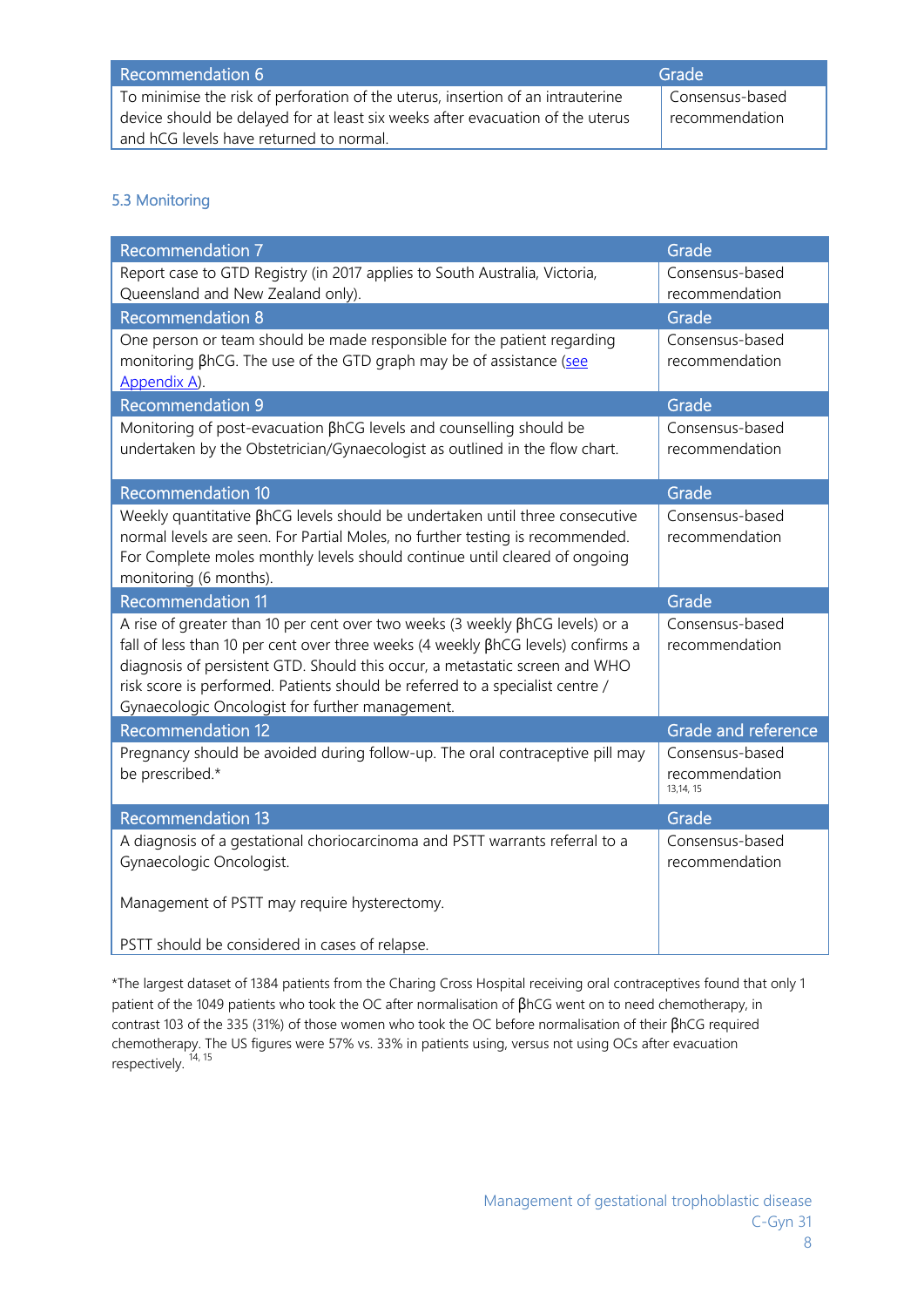| Recommendation 6 | Grade |
| --- | --- |
| To minimise the risk of perforation of the uterus, insertion of an intrauterine device should be delayed for at least six weeks after evacuation of the uterus and hCG levels have returned to normal. | Consensus-based recommendation |

### 5.3 Monitoring

| Recommendation 7 | Grade |
| --- | --- |
| Report case to GTD Registry (in 2017 applies to South Australia, Victoria, Queensland and New Zealand only). | Consensus-based recommendation |
| **Recommendation 8** | **Grade** |
| One person or team should be made responsible for the patient regarding monitoring βhCG. The use of the GTD graph may be of assistance (see Appendix A). | Consensus-based recommendation |
| **Recommendation 9** | **Grade** |
| Monitoring of post-evacuation βhCG levels and counselling should be undertaken by the Obstetrician/Gynaecologist as outlined in the flow chart. | Consensus-based recommendation |
| **Recommendation 10** | **Grade** |
| Weekly quantitative βhCG levels should be undertaken until three consecutive normal levels are seen. For Partial Moles, no further testing is recommended. For Complete moles monthly levels should continue until cleared of ongoing monitoring (6 months). | Consensus-based recommendation |
| **Recommendation 11** | **Grade** |
| A rise of greater than 10 per cent over two weeks (3 weekly βhCG levels) or a fall of less than 10 per cent over three weeks (4 weekly βhCG levels) confirms a diagnosis of persistent GTD. Should this occur, a metastatic screen and WHO risk score is performed. Patients should be referred to a specialist centre / Gynaecologic Oncologist for further management. | Consensus-based recommendation |
| **Recommendation 12** | **Grade and reference** |
| Pregnancy should be avoided during follow-up. The oral contraceptive pill may be prescribed.* | Consensus-based recommendation [13,14, 15] |
| **Recommendation 13** | **Grade** |
| A diagnosis of a gestational choriocarcinoma and PSTT warrants referral to a Gynaecologic Oncologist.<br><br>Management of PSTT may require hysterectomy.<br><br>PSTT should be considered in cases of relapse. | Consensus-based recommendation |

*The largest dataset of 1384 patients from the Charing Cross Hospital receiving oral contraceptives found that only 1 patient of the 1049 patients who took the OC after normalisation of βhCG went on to need chemotherapy, in contrast 103 of the 335 (31%) of those women who took the OC before normalisation of their βhCG required chemotherapy. The US figures were 57% vs. 33% in patients using, versus not using OCs after evacuation respectively. [14, 15]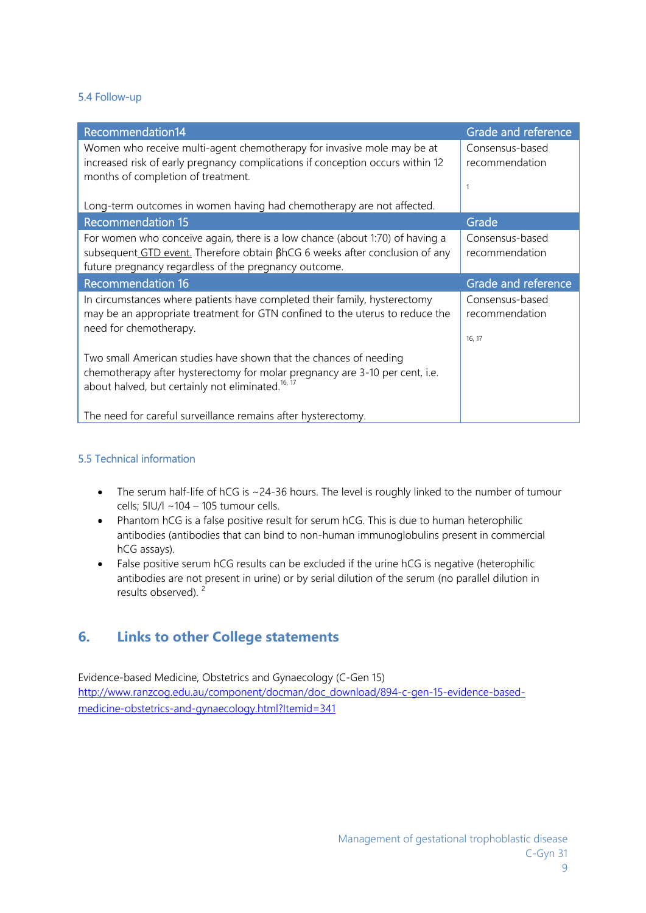### 5.4 Follow-up

| Recommendation14 | Grade and reference |
|---|---|
| Women who receive multi-agent chemotherapy for invasive mole may be at increased risk of early pregnancy complications if conception occurs within 12 months of completion of treatment.<br><br>Long-term outcomes in women having had chemotherapy are not affected. | Consensus-based recommendation<br><br>1 |
| **Recommendation 15** | **Grade** |
| For women who conceive again, there is a low chance (about 1:70) of having a subsequent GTD event. Therefore obtain βhCG 6 weeks after conclusion of any future pregnancy regardless of the pregnancy outcome. | Consensus-based recommendation |
| **Recommendation 16** | **Grade and reference** |
| In circumstances where patients have completed their family, hysterectomy may be an appropriate treatment for GTN confined to the uterus to reduce the need for chemotherapy.<br><br>Two small American studies have shown that the chances of needing chemotherapy after hysterectomy for molar pregnancy are 3-10 per cent, i.e. about halved, but certainly not eliminated.[16, 17]<br><br>The need for careful surveillance remains after hysterectomy. | Consensus-based recommendation<br><br>16, 17 |

### 5.5 Technical information

- The serum half-life of hCG is ~24-36 hours. The level is roughly linked to the number of tumour cells; 5IU/l ~$10^4$ – $10^5$ tumour cells.
- Phantom hCG is a false positive result for serum hCG. This is due to human heterophilic antibodies (antibodies that can bind to non-human immunoglobulins present in commercial hCG assays).
- False positive serum hCG results can be excluded if the urine hCG is negative (heterophilic antibodies are not present in urine) or by serial dilution of the serum (no parallel dilution in results observed). [2]

## 6. Links to other College statements

Evidence-based Medicine, Obstetrics and Gynaecology (C-Gen 15)
http://www.ranzcog.edu.au/component/docman/doc_download/894-c-gen-15-evidence-based-medicine-obstetrics-and-gynaecology.html?Itemid=341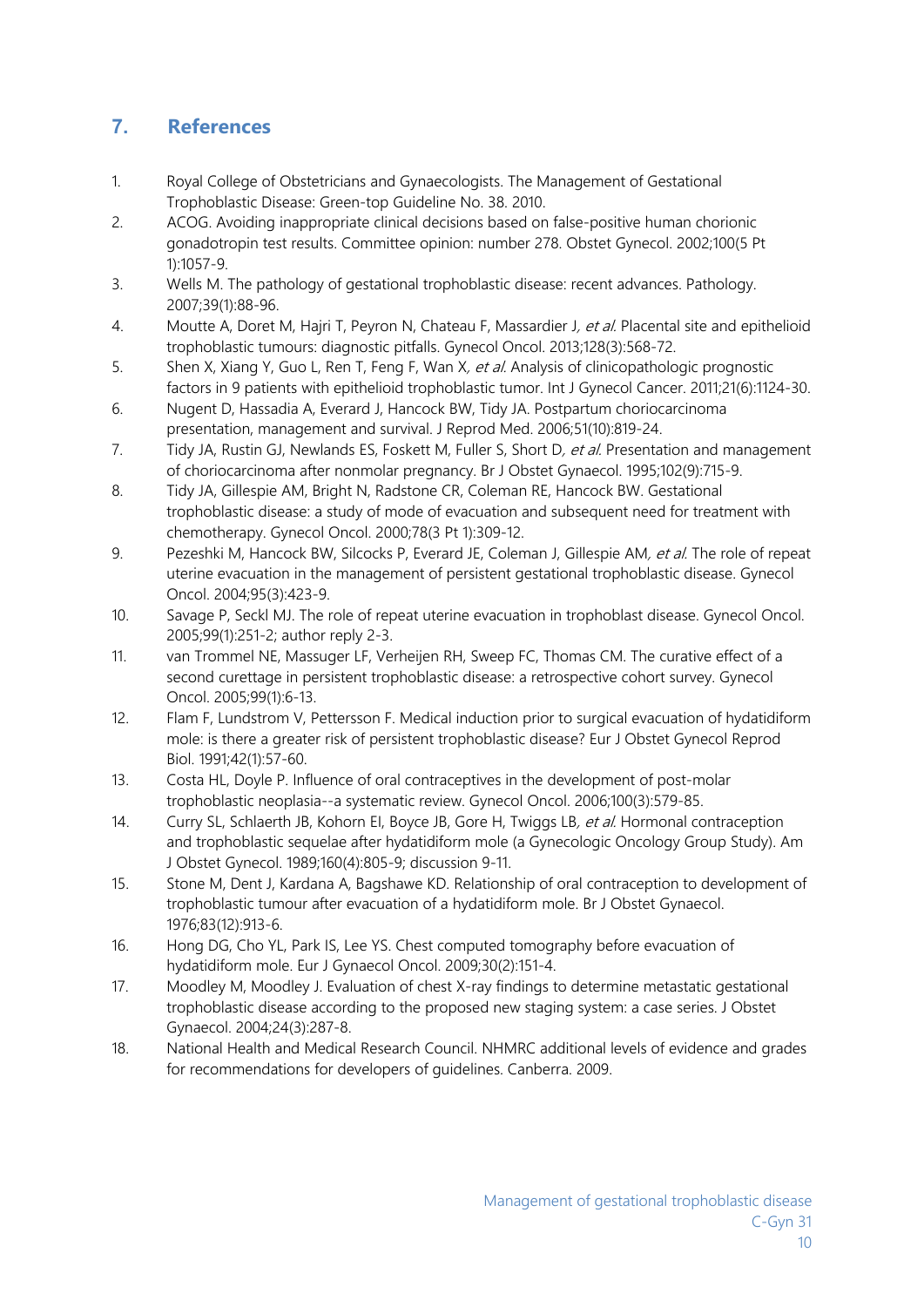## 7. References

1. Royal College of Obstetricians and Gynaecologists. The Management of Gestational Trophoblastic Disease: Green-top Guideline No. 38. 2010.
2. ACOG. Avoiding inappropriate clinical decisions based on false-positive human chorionic gonadotropin test results. Committee opinion: number 278. Obstet Gynecol. 2002;100(5 Pt 1):1057-9.
3. Wells M. The pathology of gestational trophoblastic disease: recent advances. Pathology. 2007;39(1):88-96.
4. Moutte A, Doret M, Hajri T, Peyron N, Chateau F, Massardier J*, et al*. Placental site and epithelioid trophoblastic tumours: diagnostic pitfalls. Gynecol Oncol. 2013;128(3):568-72.
5. Shen X, Xiang Y, Guo L, Ren T, Feng F, Wan X*, et al*. Analysis of clinicopathologic prognostic factors in 9 patients with epithelioid trophoblastic tumor. Int J Gynecol Cancer. 2011;21(6):1124-30.
6. Nugent D, Hassadia A, Everard J, Hancock BW, Tidy JA. Postpartum choriocarcinoma presentation, management and survival. J Reprod Med. 2006;51(10):819-24.
7. Tidy JA, Rustin GJ, Newlands ES, Foskett M, Fuller S, Short D*, et al*. Presentation and management of choriocarcinoma after nonmolar pregnancy. Br J Obstet Gynaecol. 1995;102(9):715-9.
8. Tidy JA, Gillespie AM, Bright N, Radstone CR, Coleman RE, Hancock BW. Gestational trophoblastic disease: a study of mode of evacuation and subsequent need for treatment with chemotherapy. Gynecol Oncol. 2000;78(3 Pt 1):309-12.
9. Pezeshki M, Hancock BW, Silcocks P, Everard JE, Coleman J, Gillespie AM*, et al*. The role of repeat uterine evacuation in the management of persistent gestational trophoblastic disease. Gynecol Oncol. 2004;95(3):423-9.
10. Savage P, Seckl MJ. The role of repeat uterine evacuation in trophoblast disease. Gynecol Oncol. 2005;99(1):251-2; author reply 2-3.
11. van Trommel NE, Massuger LF, Verheijen RH, Sweep FC, Thomas CM. The curative effect of a second curettage in persistent trophoblastic disease: a retrospective cohort survey. Gynecol Oncol. 2005;99(1):6-13.
12. Flam F, Lundstrom V, Pettersson F. Medical induction prior to surgical evacuation of hydatidiform mole: is there a greater risk of persistent trophoblastic disease? Eur J Obstet Gynecol Reprod Biol. 1991;42(1):57-60.
13. Costa HL, Doyle P. Influence of oral contraceptives in the development of post-molar trophoblastic neoplasia--a systematic review. Gynecol Oncol. 2006;100(3):579-85.
14. Curry SL, Schlaerth JB, Kohorn EI, Boyce JB, Gore H, Twiggs LB*, et al*. Hormonal contraception and trophoblastic sequelae after hydatidiform mole (a Gynecologic Oncology Group Study). Am J Obstet Gynecol. 1989;160(4):805-9; discussion 9-11.
15. Stone M, Dent J, Kardana A, Bagshawe KD. Relationship of oral contraception to development of trophoblastic tumour after evacuation of a hydatidiform mole. Br J Obstet Gynaecol. 1976;83(12):913-6.
16. Hong DG, Cho YL, Park IS, Lee YS. Chest computed tomography before evacuation of hydatidiform mole. Eur J Gynaecol Oncol. 2009;30(2):151-4.
17. Moodley M, Moodley J. Evaluation of chest X-ray findings to determine metastatic gestational trophoblastic disease according to the proposed new staging system: a case series. J Obstet Gynaecol. 2004;24(3):287-8.
18. National Health and Medical Research Council. NHMRC additional levels of evidence and grades for recommendations for developers of guidelines. Canberra. 2009.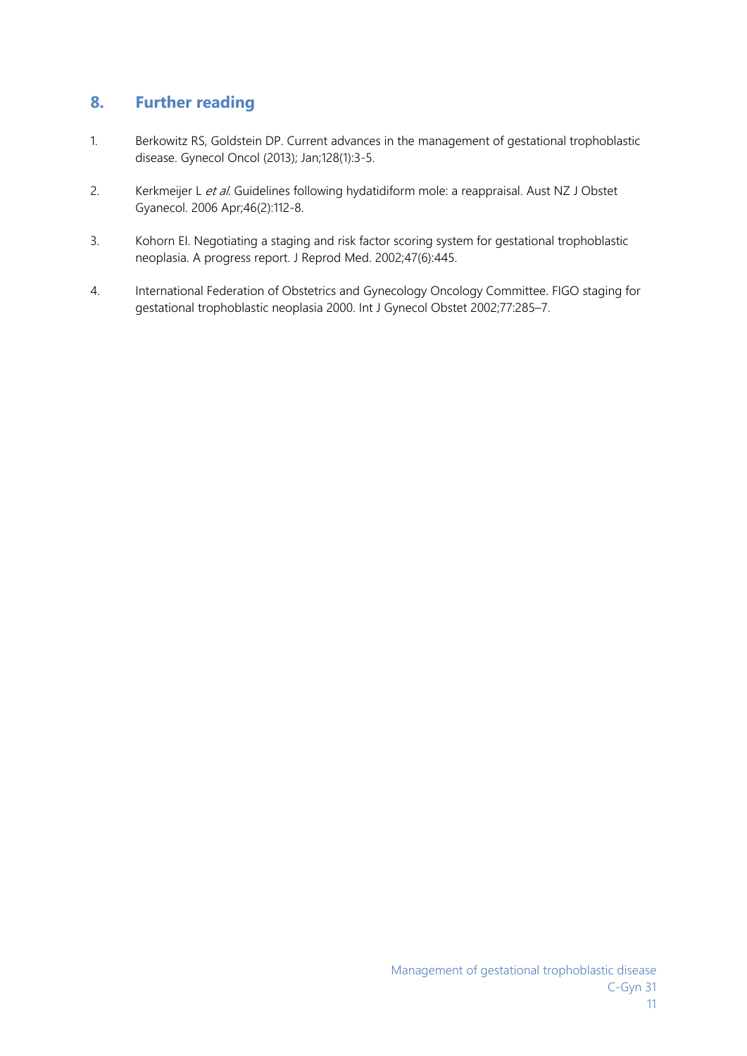## 8. Further reading

1. Berkowitz RS, Goldstein DP. Current advances in the management of gestational trophoblastic disease. Gynecol Oncol (2013); Jan;128(1):3-5.

2. Kerkmeijer L *et al*. Guidelines following hydatidiform mole: a reappraisal. Aust NZ J Obstet Gyanecol. 2006 Apr;46(2):112-8.

3. Kohorn EI. Negotiating a staging and risk factor scoring system for gestational trophoblastic neoplasia. A progress report. J Reprod Med. 2002;47(6):445.

4. International Federation of Obstetrics and Gynecology Oncology Committee. FIGO staging for gestational trophoblastic neoplasia 2000. Int J Gynecol Obstet 2002;77:285–7.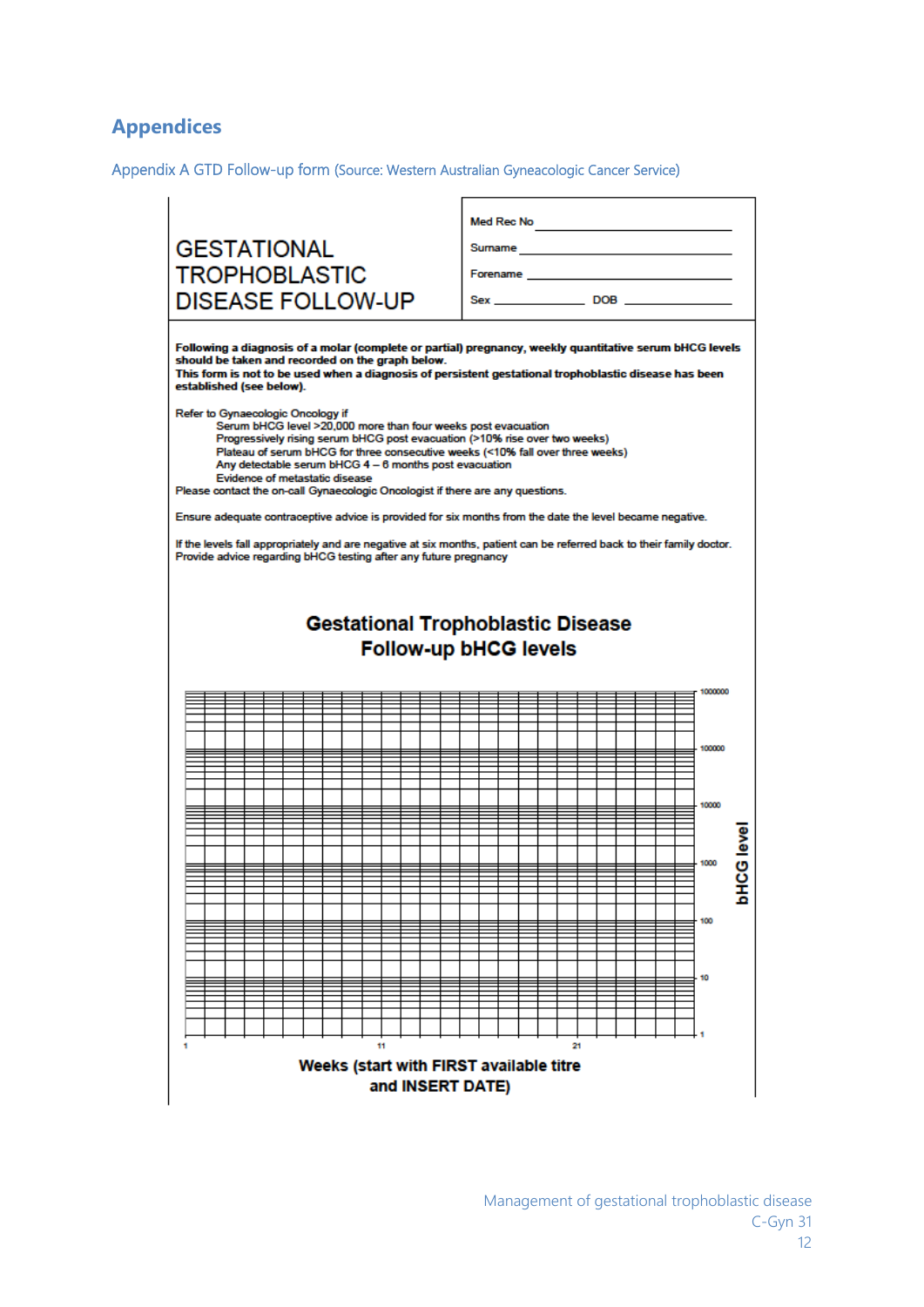# Appendices

## Appendix A GTD Follow-up form (Source: Western Australian Gyneacologic Cancer Service)

GESTATIONAL TROPHOBLASTIC DISEASE FOLLOW-UP

Med Rec No ____________________

Surname ____________________

Forename ____________________

Sex ____________ DOB ____________

**Following a diagnosis of a molar (complete or partial) pregnancy, weekly quantitative serum bHCG levels should be taken and recorded on the graph below.**
**This form is not to be used when a diagnosis of persistent gestational trophoblastic disease has been established (see below).**

Refer to Gynaecologic Oncology if
- Serum bHCG level >20,000 more than four weeks post evacuation
- Progressively rising serum bHCG post evacuation (>10% rise over two weeks)
- Plateau of serum bHCG for three consecutive weeks (<10% fall over three weeks)
- Any detectable serum bHCG 4 – 6 months post evacuation
- Evidence of metastatic disease

Please contact the on-call Gynaecologic Oncologist if there are any questions.

Ensure adequate contraceptive advice is provided for six months from the date the level became negative.

If the levels fall appropriately and are negative at six months, patient can be referred back to their family doctor.
Provide advice regarding bHCG testing after any future pregnancy

**Gestational Trophoblastic Disease**
**Follow-up bHCG levels**

bHCG level: 1000000, 100000, 10000, 1000, 100, 10, 1

Weeks: 1, 11, 21

**Weeks (start with FIRST available titre and INSERT DATE)**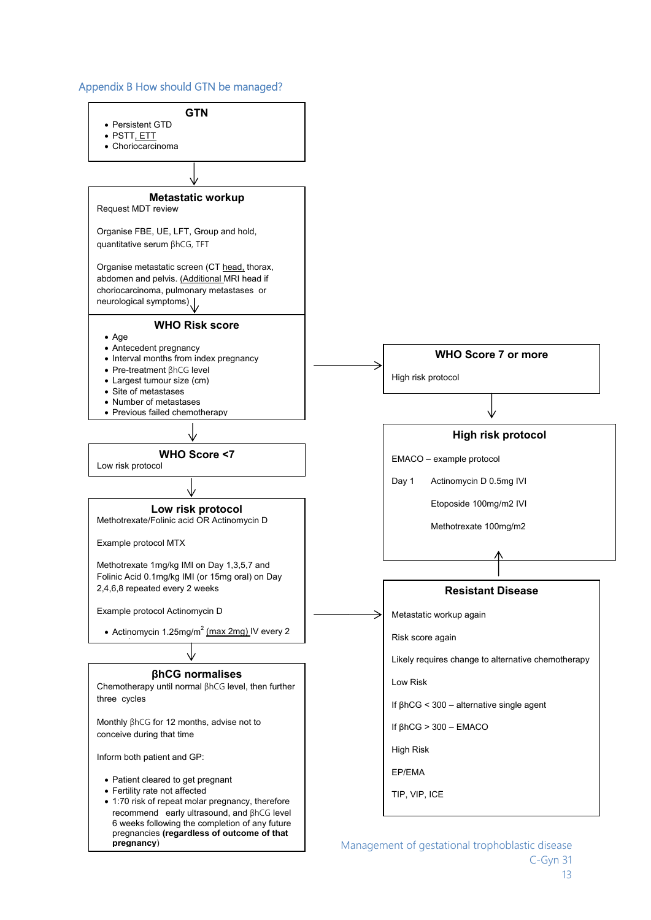## Appendix B How should GTN be managed?

### GTN

- Persistent GTD
- PSTT, ETT
- Choriocarcinoma

↓

### Metastatic workup

Request MDT review

Organise FBE, UE, LFT, Group and hold, quantitative serum βhCG, TFT

Organise metastatic screen (CT head, thorax, abdomen and pelvis. (Additional MRI head if choriocarcinoma, pulmonary metastases or neurological symptoms)

↓

### WHO Risk score

- Age
- Antecedent pregnancy
- Interval months from index pregnancy
- Pre-treatment βhCG level
- Largest tumour size (cm)
- Site of metastases
- Number of metastases
- Previous failed chemotherapy

→ (WHO Score 7 or more)

↓

### WHO Score <7

Low risk protocol

↓

### Low risk protocol

Methotrexate/Folinic acid OR Actinomycin D

Example protocol MTX

Methotrexate 1mg/kg IMI on Day 1,3,5,7 and Folinic Acid 0.1mg/kg IMI (or 15mg oral) on Day 2,4,6,8 repeated every 2 weeks

Example protocol Actinomycin D

- Actinomycin 1.25mg/$m^2$ (max 2mg) IV every 2

→ (Resistant Disease)

↓

### βhCG normalises

Chemotherapy until normal βhCG level, then further three cycles

Monthly βhCG for 12 months, advise not to conceive during that time

Inform both patient and GP:

- Patient cleared to get pregnant
- Fertility rate not affected
- 1:70 risk of repeat molar pregnancy, therefore recommend early ultrasound, and βhCG level 6 weeks following the completion of any future pregnancies **(regardless of outcome of that pregnancy**)

### WHO Score 7 or more

High risk protocol

↓

### High risk protocol

EMACO – example protocol

Day 1 Actinomycin D 0.5mg IVI

Etoposide 100mg/m2 IVI

Methotrexate 100mg/m2

↑

### Resistant Disease

Metastatic workup again

Risk score again

Likely requires change to alternative chemotherapy

Low Risk

If βhCG < 300 – alternative single agent

If βhCG > 300 – EMACO

High Risk

EP/EMA

TIP, VIP, ICE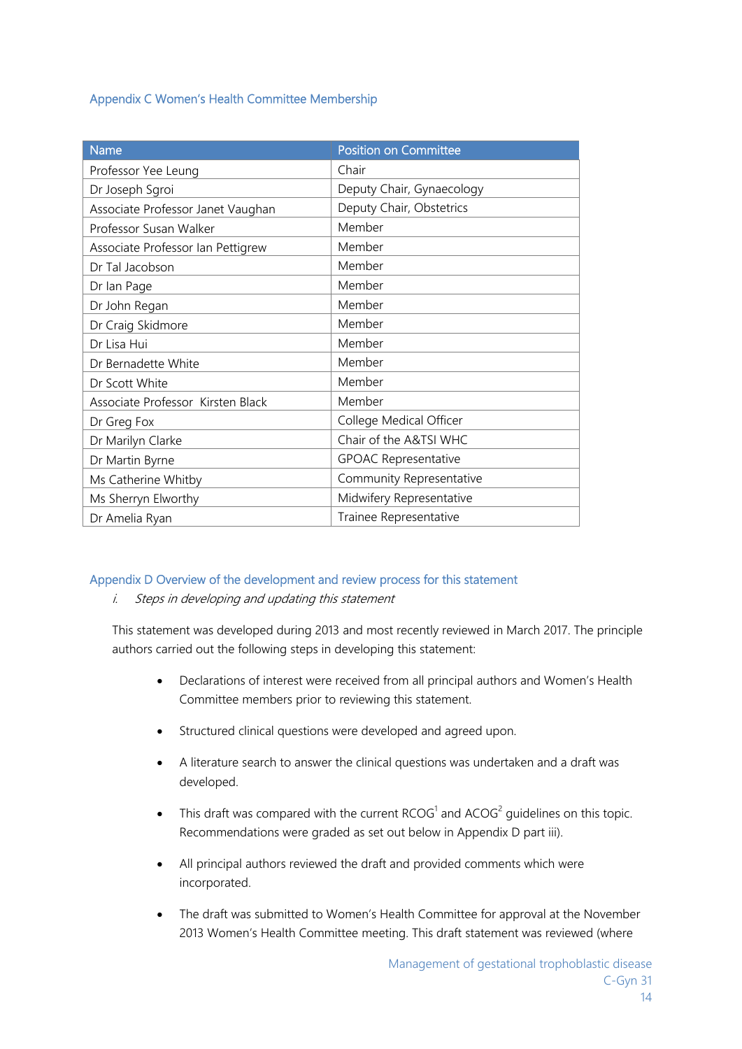## Appendix C Women's Health Committee Membership

| Name | Position on Committee |
|---|---|
| Professor Yee Leung | Chair |
| Dr Joseph Sgroi | Deputy Chair, Gynaecology |
| Associate Professor Janet Vaughan | Deputy Chair, Obstetrics |
| Professor Susan Walker | Member |
| Associate Professor Ian Pettigrew | Member |
| Dr Tal Jacobson | Member |
| Dr Ian Page | Member |
| Dr John Regan | Member |
| Dr Craig Skidmore | Member |
| Dr Lisa Hui | Member |
| Dr Bernadette White | Member |
| Dr Scott White | Member |
| Associate Professor Kirsten Black | Member |
| Dr Greg Fox | College Medical Officer |
| Dr Marilyn Clarke | Chair of the A&TSI WHC |
| Dr Martin Byrne | GPOAC Representative |
| Ms Catherine Whitby | Community Representative |
| Ms Sherryn Elworthy | Midwifery Representative |
| Dr Amelia Ryan | Trainee Representative |

## Appendix D Overview of the development and review process for this statement

*i. Steps in developing and updating this statement*

This statement was developed during 2013 and most recently reviewed in March 2017. The principle authors carried out the following steps in developing this statement:

- Declarations of interest were received from all principal authors and Women's Health Committee members prior to reviewing this statement.
- Structured clinical questions were developed and agreed upon.
- A literature search to answer the clinical questions was undertaken and a draft was developed.
- This draft was compared with the current RCOG[1] and ACOG[2] guidelines on this topic. Recommendations were graded as set out below in Appendix D part iii).
- All principal authors reviewed the draft and provided comments which were incorporated.
- The draft was submitted to Women's Health Committee for approval at the November 2013 Women's Health Committee meeting. This draft statement was reviewed (where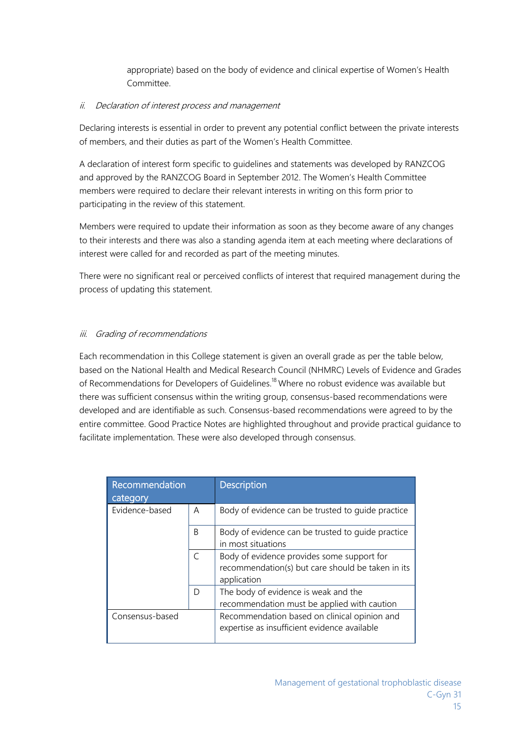appropriate) based on the body of evidence and clinical expertise of Women's Health Committee.

*ii. Declaration of interest process and management*

Declaring interests is essential in order to prevent any potential conflict between the private interests of members, and their duties as part of the Women's Health Committee.

A declaration of interest form specific to guidelines and statements was developed by RANZCOG and approved by the RANZCOG Board in September 2012. The Women's Health Committee members were required to declare their relevant interests in writing on this form prior to participating in the review of this statement.

Members were required to update their information as soon as they become aware of any changes to their interests and there was also a standing agenda item at each meeting where declarations of interest were called for and recorded as part of the meeting minutes.

There were no significant real or perceived conflicts of interest that required management during the process of updating this statement.

*iii. Grading of recommendations*

Each recommendation in this College statement is given an overall grade as per the table below, based on the National Health and Medical Research Council (NHMRC) Levels of Evidence and Grades of Recommendations for Developers of Guidelines.[18] Where no robust evidence was available but there was sufficient consensus within the writing group, consensus-based recommendations were developed and are identifiable as such. Consensus-based recommendations were agreed to by the entire committee. Good Practice Notes are highlighted throughout and provide practical guidance to facilitate implementation. These were also developed through consensus.

| Recommendation category | | Description |
|---|---|---|
| Evidence-based | A | Body of evidence can be trusted to guide practice |
| | B | Body of evidence can be trusted to guide practice in most situations |
| | C | Body of evidence provides some support for recommendation(s) but care should be taken in its application |
| | D | The body of evidence is weak and the recommendation must be applied with caution |
| Consensus-based | | Recommendation based on clinical opinion and expertise as insufficient evidence available |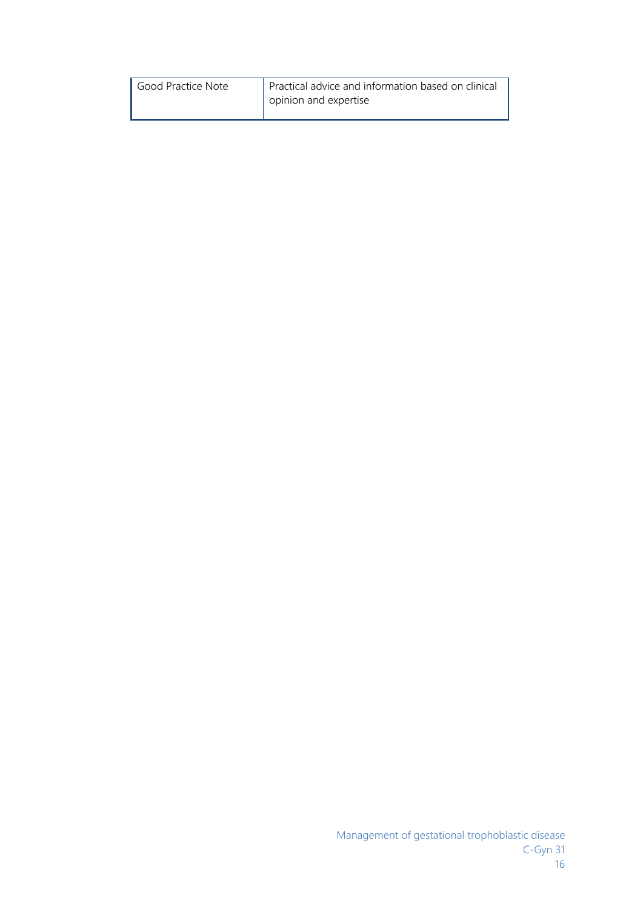| Good Practice Note | Practical advice and information based on clinical opinion and expertise |
|---|---|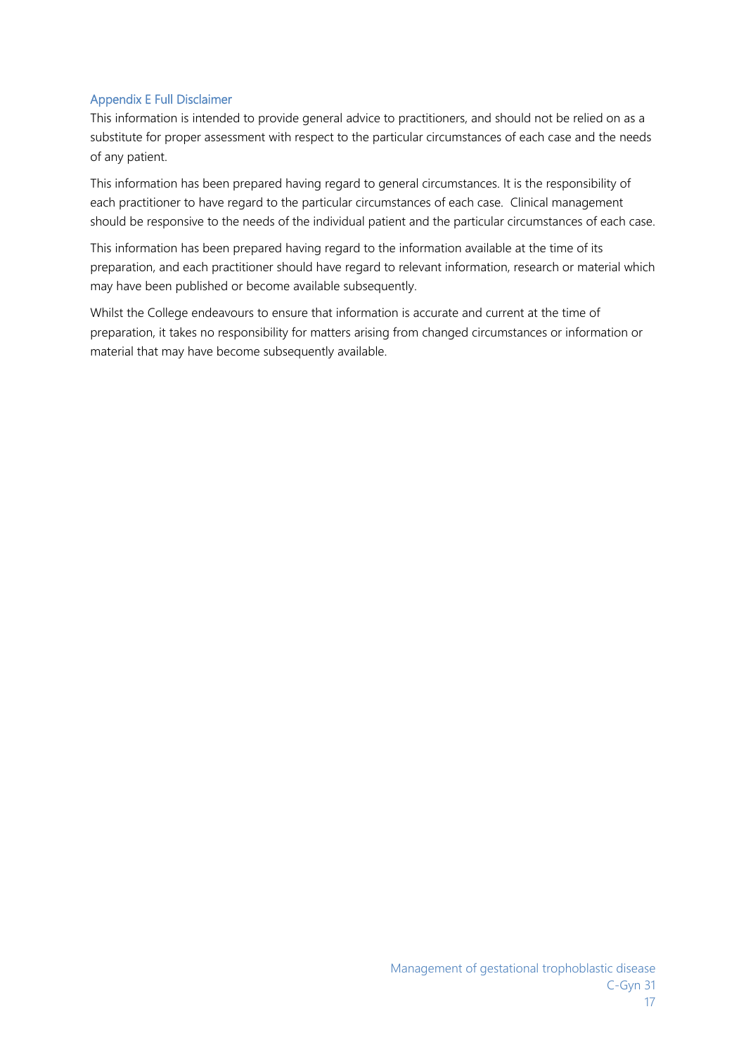## Appendix E Full Disclaimer

This information is intended to provide general advice to practitioners, and should not be relied on as a substitute for proper assessment with respect to the particular circumstances of each case and the needs of any patient.

This information has been prepared having regard to general circumstances. It is the responsibility of each practitioner to have regard to the particular circumstances of each case. Clinical management should be responsive to the needs of the individual patient and the particular circumstances of each case.

This information has been prepared having regard to the information available at the time of its preparation, and each practitioner should have regard to relevant information, research or material which may have been published or become available subsequently.

Whilst the College endeavours to ensure that information is accurate and current at the time of preparation, it takes no responsibility for matters arising from changed circumstances or information or material that may have become subsequently available.